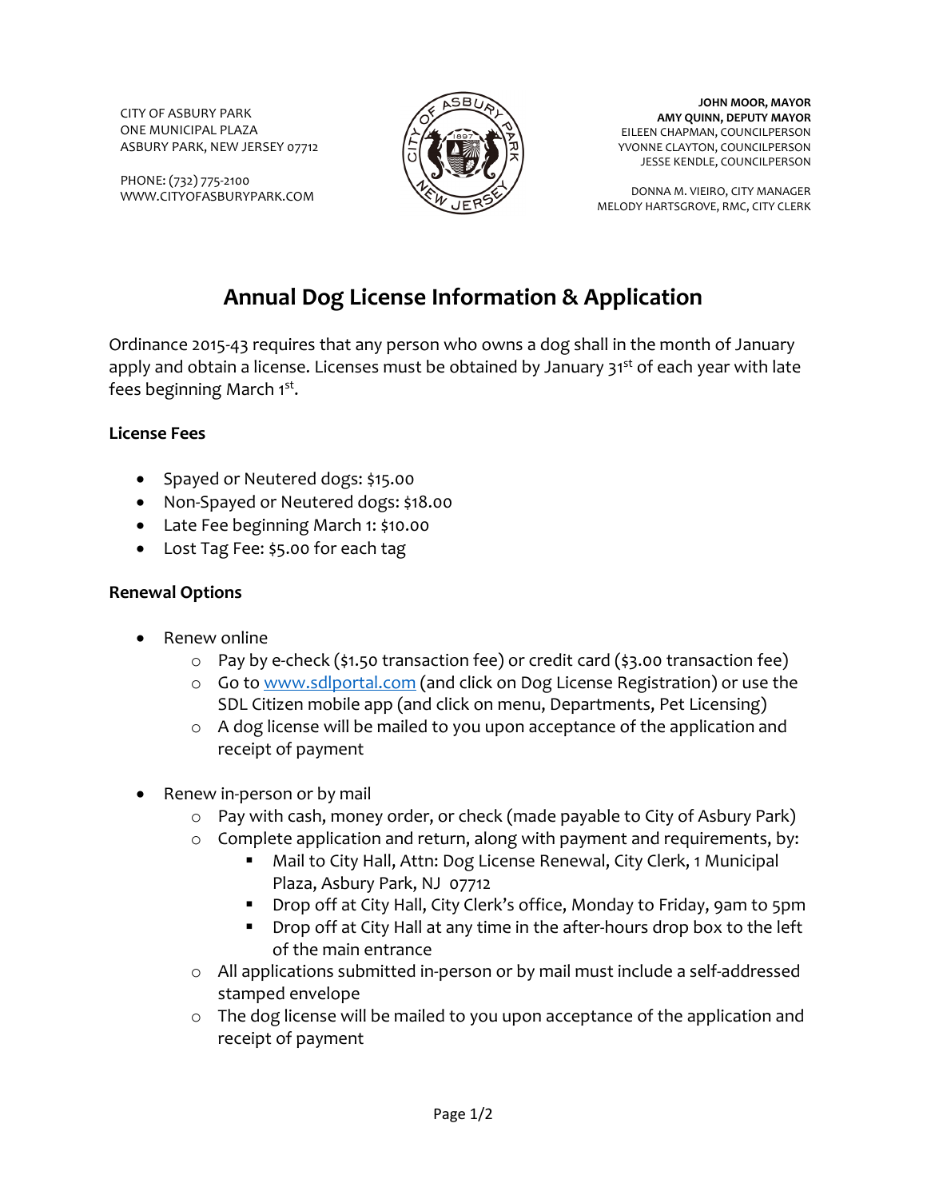CITY OF ASBURY PARK
ONE MUNICIPAL PLAZA
ASBURY PARK, NEW JERSEY 07712

PHONE: (732) 775-2100
WWW.CITYOFASBURYPARK.COM

**JOHN MOOR, MAYOR**
**AMY QUINN, DEPUTY MAYOR**
EILEEN CHAPMAN, COUNCILPERSON
YVONNE CLAYTON, COUNCILPERSON
JESSE KENDLE, COUNCILPERSON

DONNA M. VIEIRO, CITY MANAGER
MELODY HARTSGROVE, RMC, CITY CLERK

# Annual Dog License Information & Application

Ordinance 2015-43 requires that any person who owns a dog shall in the month of January apply and obtain a license. Licenses must be obtained by January 31st of each year with late fees beginning March 1st.

**License Fees**

- Spayed or Neutered dogs: $15.00
- Non-Spayed or Neutered dogs: $18.00
- Late Fee beginning March 1: $10.00
- Lost Tag Fee: $5.00 for each tag

**Renewal Options**

- Renew online
  - Pay by e-check ($1.50 transaction fee) or credit card ($3.00 transaction fee)
  - Go to www.sdlportal.com (and click on Dog License Registration) or use the SDL Citizen mobile app (and click on menu, Departments, Pet Licensing)
  - A dog license will be mailed to you upon acceptance of the application and receipt of payment

- Renew in-person or by mail
  - Pay with cash, money order, or check (made payable to City of Asbury Park)
  - Complete application and return, along with payment and requirements, by:
    - Mail to City Hall, Attn: Dog License Renewal, City Clerk, 1 Municipal Plaza, Asbury Park, NJ 07712
    - Drop off at City Hall, City Clerk's office, Monday to Friday, 9am to 5pm
    - Drop off at City Hall at any time in the after-hours drop box to the left of the main entrance
  - All applications submitted in-person or by mail must include a self-addressed stamped envelope
  - The dog license will be mailed to you upon acceptance of the application and receipt of payment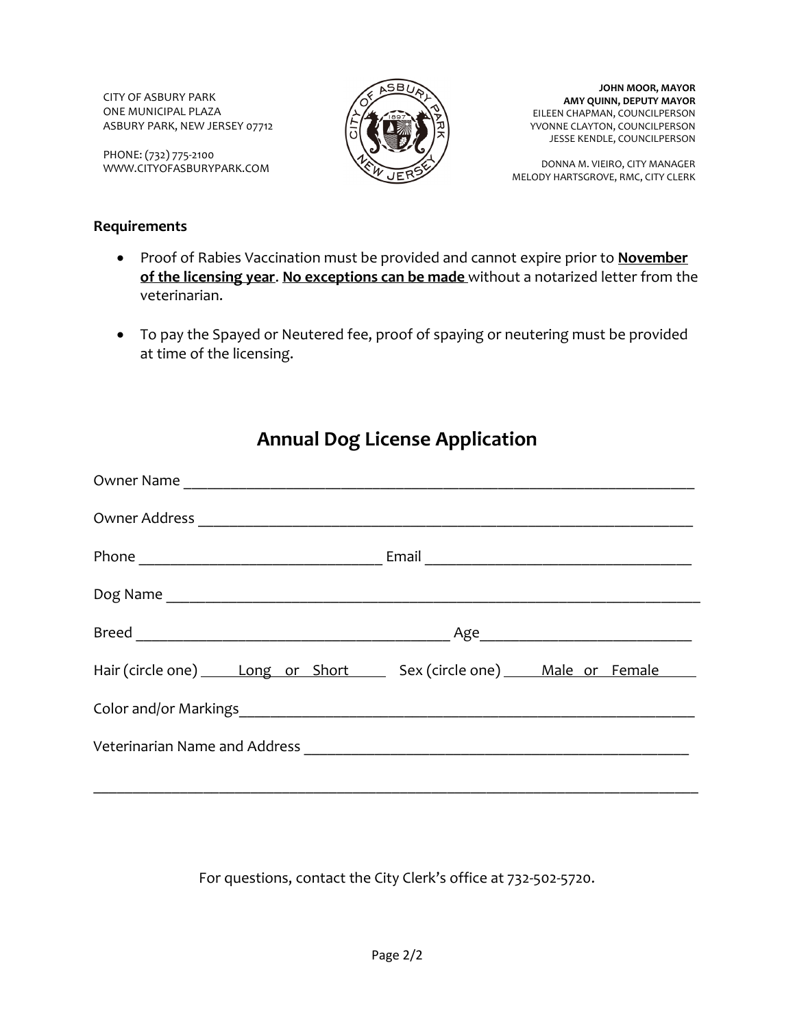CITY OF ASBURY PARK
ONE MUNICIPAL PLAZA
ASBURY PARK, NEW JERSEY 07712

PHONE: (732) 775-2100
WWW.CITYOFASBURYPARK.COM

**JOHN MOOR, MAYOR**
**AMY QUINN, DEPUTY MAYOR**
EILEEN CHAPMAN, COUNCILPERSON
YVONNE CLAYTON, COUNCILPERSON
JESSE KENDLE, COUNCILPERSON

DONNA M. VIEIRO, CITY MANAGER
MELODY HARTSGROVE, RMC, CITY CLERK

**Requirements**

- Proof of Rabies Vaccination must be provided and cannot expire prior to **November of the licensing year**. **No exceptions can be made** without a notarized letter from the veterinarian.
- To pay the Spayed or Neutered fee, proof of spaying or neutering must be provided at time of the licensing.

# Annual Dog License Application

Owner Name ____________________________________________________________

Owner Address __________________________________________________________

Phone ______________________________ Email ______________________________

Dog Name ______________________________________________________________

Breed _______________________________________ Age_________________________

Hair (circle one) Long or Short Sex (circle one) Male or Female

Color and/or Markings_____________________________________________________

Veterinarian Name and Address ____________________________________________

_______________________________________________________________________

For questions, contact the City Clerk's office at 732-502-5720.